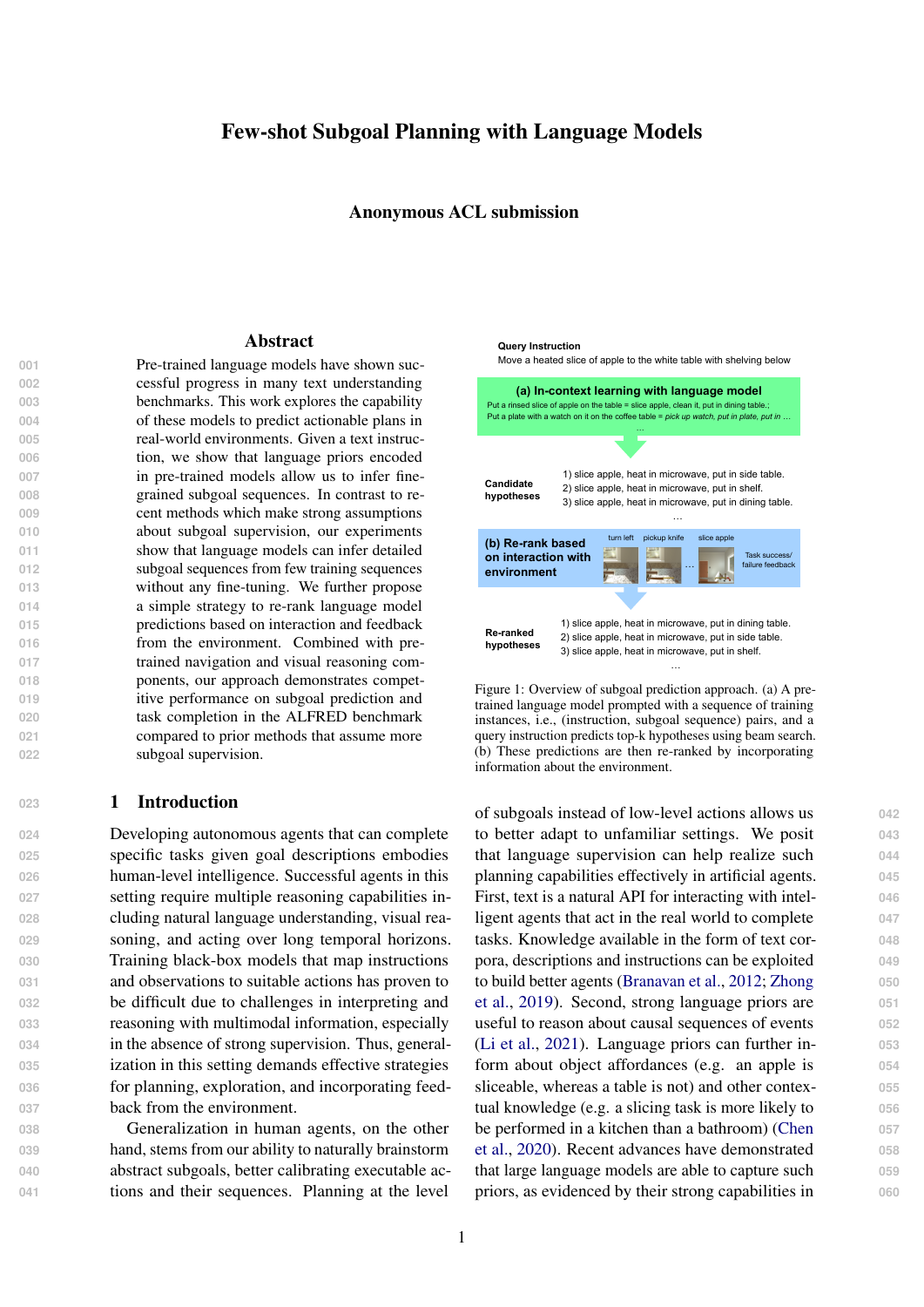# Few-shot Subgoal Planning with Language Models

**Anonymous ACL submission**

## Abstract

Pre-trained language models have shown successful progress in many text understanding benchmarks. This work explores the capability of these models to predict actionable plans in real-world environments. Given a text instruction, we show that language priors encoded in pre-trained models allow us to infer fine-grained subgoal sequences. In contrast to recent methods which make strong assumptions about subgoal supervision, our experiments show that language models can infer detailed subgoal sequences from few training sequences without any fine-tuning. We further propose a simple strategy to re-rank language model predictions based on interaction and feedback from the environment. Combined with pre-trained navigation and visual reasoning components, our approach demonstrates competitive performance on subgoal prediction and task completion in the ALFRED benchmark compared to prior methods that assume more subgoal supervision.

Query Instruction
Move a heated slice of apple to the white table with shelving below

**(a) In-context learning with language model**
Put a rinsed slice of apple on the table = slice apple, clean it, put in dining table.;
Put a plate with a watch on it on the coffee table = *pick up watch, put in plate, put in ...*
...

Candidate hypotheses
1) slice apple, heat in microwave, put in side table.
2) slice apple, heat in microwave, put in shelf.
3) slice apple, heat in microwave, put in dining table.
...

**(b) Re-rank based on interaction with environment**
turn left, pickup knife, ..., slice apple — Task success/ failure feedback

Re-ranked hypotheses
1) slice apple, heat in microwave, put in dining table.
2) slice apple, heat in microwave, put in side table.
3) slice apple, heat in microwave, put in shelf.
...

Figure 1: Overview of subgoal prediction approach. (a) A pre-trained language model prompted with a sequence of training instances, i.e., (instruction, subgoal sequence) pairs, and a query instruction predicts top-k hypotheses using beam search. (b) These predictions are then re-ranked by incorporating information about the environment.

## 1 Introduction

Developing autonomous agents that can complete specific tasks given goal descriptions embodies human-level intelligence. Successful agents in this setting require multiple reasoning capabilities including natural language understanding, visual reasoning, and acting over long temporal horizons. Training black-box models that map instructions and observations to suitable actions has proven to be difficult due to challenges in interpreting and reasoning with multimodal information, especially in the absence of strong supervision. Thus, generalization in this setting demands effective strategies for planning, exploration, and incorporating feedback from the environment.

Generalization in human agents, on the other hand, stems from our ability to naturally brainstorm abstract subgoals, better calibrating executable actions and their sequences. Planning at the level of subgoals instead of low-level actions allows us to better adapt to unfamiliar settings. We posit that language supervision can help realize such planning capabilities effectively in artificial agents. First, text is a natural API for interacting with intelligent agents that act in the real world to complete tasks. Knowledge available in the form of text corpora, descriptions and instructions can be exploited to build better agents (Branavan et al., 2012; Zhong et al., 2019). Second, strong language priors are useful to reason about causal sequences of events (Li et al., 2021). Language priors can further inform about object affordances (e.g. an apple is sliceable, whereas a table is not) and other contextual knowledge (e.g. a slicing task is more likely to be performed in a kitchen than a bathroom) (Chen et al., 2020). Recent advances have demonstrated that large language models are able to capture such priors, as evidenced by their strong capabilities in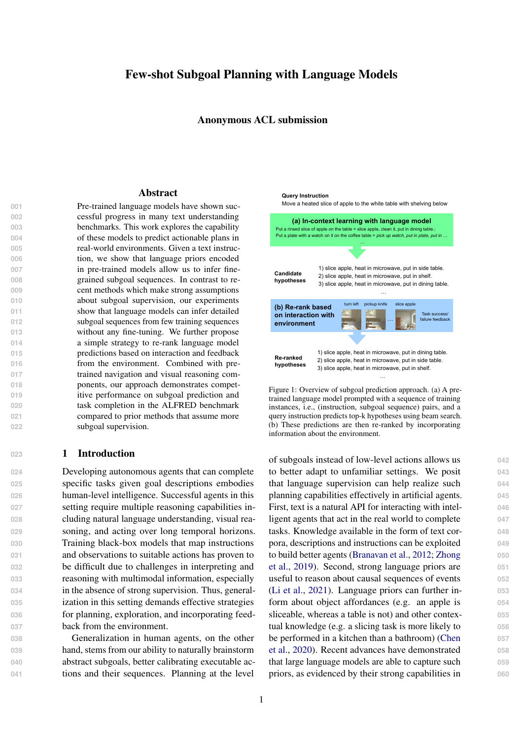# Few-shot Subgoal Planning with Language Models

### Anonymous ACL submission

## Abstract

Pre-trained language models have shown successful progress in many text understanding benchmarks. This work explores the capability of these models to predict actionable plans in real-world environments. Given a text instruction, we show that language priors encoded in pre-trained models allow us to infer fine-grained subgoal sequences. In contrast to recent methods which make strong assumptions about subgoal supervision, our experiments show that language models can infer detailed subgoal sequences from few training sequences without any fine-tuning. We further propose a simple strategy to re-rank language model predictions based on interaction and feedback from the environment. Combined with pre-trained navigation and visual reasoning components, our approach demonstrates competitive performance on subgoal prediction and task completion in the ALFRED benchmark compared to prior methods that assume more subgoal supervision.

**Query Instruction**
Move a heated slice of apple to the white table with shelving below

**(a) In-context learning with language model**
Put a rinsed slice of apple on the table = slice apple, clean it, put in dining table.;
Put a plate with a watch on it on the coffee table = *pick up watch, put in plate, put in ...*
...

**Candidate hypotheses**
1) slice apple, heat in microwave, put in side table.
2) slice apple, heat in microwave, put in shelf.
3) slice apple, heat in microwave, put in dining table.
...

**(b) Re-rank based on interaction with environment**
turn left, pickup knife, ..., slice apple — Task success/failure feedback

**Re-ranked hypotheses**
1) slice apple, heat in microwave, put in dining table.
2) slice apple, heat in microwave, put in side table.
3) slice apple, heat in microwave, put in shelf.
...

Figure 1: Overview of subgoal prediction approach. (a) A pre-trained language model prompted with a sequence of training instances, i.e., (instruction, subgoal sequence) pairs, and a query instruction predicts top-k hypotheses using beam search. (b) These predictions are then re-ranked by incorporating information about the environment.

## 1 Introduction

Developing autonomous agents that can complete specific tasks given goal descriptions embodies human-level intelligence. Successful agents in this setting require multiple reasoning capabilities including natural language understanding, visual reasoning, and acting over long temporal horizons. Training black-box models that map instructions and observations to suitable actions has proven to be difficult due to challenges in interpreting and reasoning with multimodal information, especially in the absence of strong supervision. Thus, generalization in this setting demands effective strategies for planning, exploration, and incorporating feedback from the environment.

Generalization in human agents, on the other hand, stems from our ability to naturally brainstorm abstract subgoals, better calibrating executable actions and their sequences. Planning at the level of subgoals instead of low-level actions allows us to better adapt to unfamiliar settings. We posit that language supervision can help realize such planning capabilities effectively in artificial agents. First, text is a natural API for interacting with intelligent agents that act in the real world to complete tasks. Knowledge available in the form of text corpora, descriptions and instructions can be exploited to build better agents (Branavan et al., 2012; Zhong et al., 2019). Second, strong language priors are useful to reason about causal sequences of events (Li et al., 2021). Language priors can further inform about object affordances (e.g. an apple is sliceable, whereas a table is not) and other contextual knowledge (e.g. a slicing task is more likely to be performed in a kitchen than a bathroom) (Chen et al., 2020). Recent advances have demonstrated that large language models are able to capture such priors, as evidenced by their strong capabilities in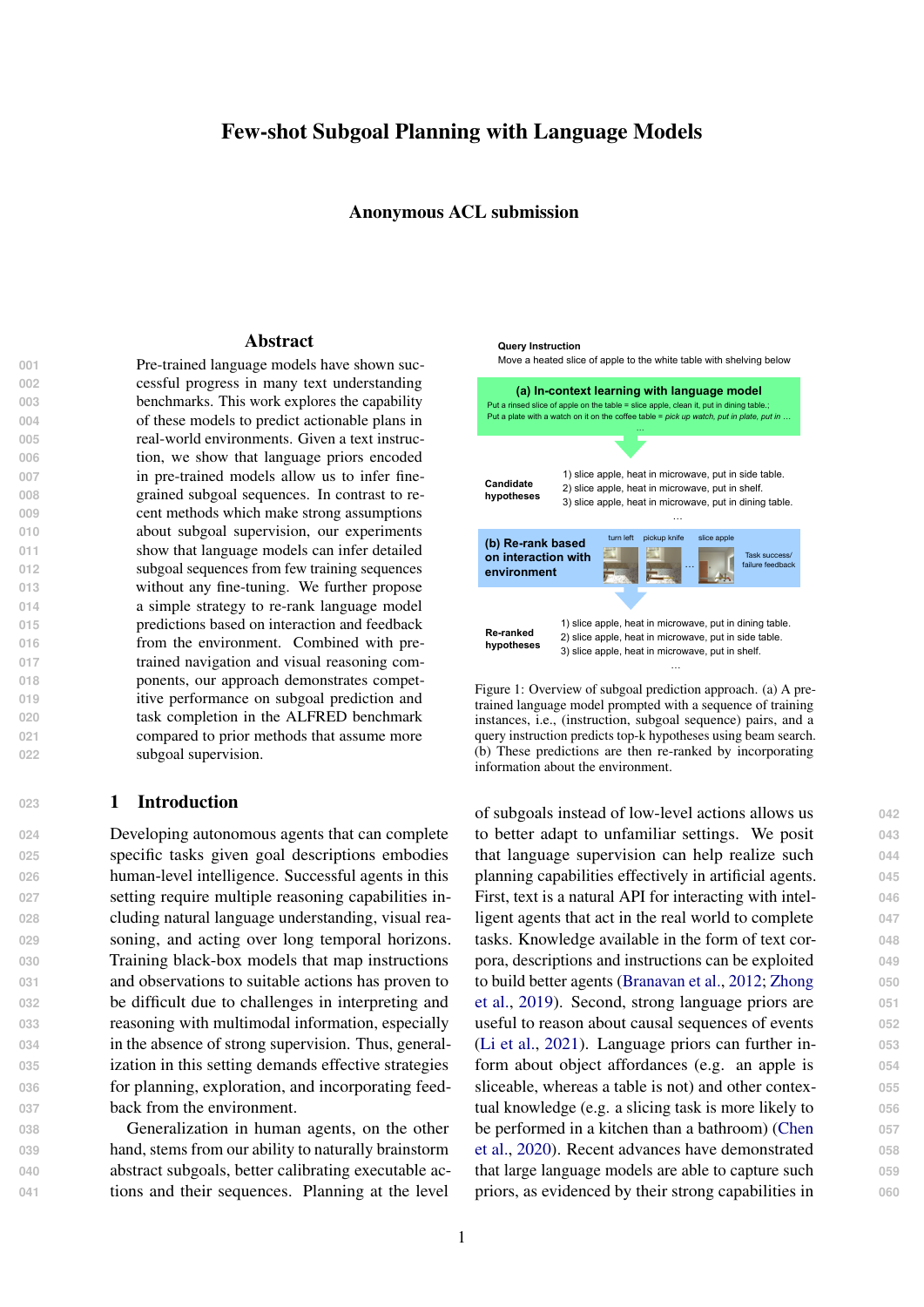# Few-shot Subgoal Planning with Language Models

### Anonymous ACL submission

## Abstract

Pre-trained language models have shown successful progress in many text understanding benchmarks. This work explores the capability of these models to predict actionable plans in real-world environments. Given a text instruction, we show that language priors encoded in pre-trained models allow us to infer fine-grained subgoal sequences. In contrast to recent methods which make strong assumptions about subgoal supervision, our experiments show that language models can infer detailed subgoal sequences from few training sequences without any fine-tuning. We further propose a simple strategy to re-rank language model predictions based on interaction and feedback from the environment. Combined with pre-trained navigation and visual reasoning components, our approach demonstrates competitive performance on subgoal prediction and task completion in the ALFRED benchmark compared to prior methods that assume more subgoal supervision.

## 1 Introduction

Developing autonomous agents that can complete specific tasks given goal descriptions embodies human-level intelligence. Successful agents in this setting require multiple reasoning capabilities including natural language understanding, visual reasoning, and acting over long temporal horizons. Training black-box models that map instructions and observations to suitable actions has proven to be difficult due to challenges in interpreting and reasoning with multimodal information, especially in the absence of strong supervision. Thus, generalization in this setting demands effective strategies for planning, exploration, and incorporating feedback from the environment.

Generalization in human agents, on the other hand, stems from our ability to naturally brainstorm abstract subgoals, better calibrating executable actions and their sequences. Planning at the level of subgoals instead of low-level actions allows us to better adapt to unfamiliar settings. We posit that language supervision can help realize such planning capabilities effectively in artificial agents. First, text is a natural API for interacting with intelligent agents that act in the real world to complete tasks. Knowledge available in the form of text corpora, descriptions and instructions can be exploited to build better agents (Branavan et al., 2012; Zhong et al., 2019). Second, strong language priors are useful to reason about causal sequences of events (Li et al., 2021). Language priors can further inform about object affordances (e.g. an apple is sliceable, whereas a table is not) and other contextual knowledge (e.g. a slicing task is more likely to be performed in a kitchen than a bathroom) (Chen et al., 2020). Recent advances have demonstrated that large language models are able to capture such priors, as evidenced by their strong capabilities in

Query Instruction
Move a heated slice of apple to the white table with shelving below

**(a) In-context learning with language model**
Put a rinsed slice of apple on the table = slice apple, clean it, put in dining table.;
Put a plate with a watch on it on the coffee table = *pick up watch, put in plate, put in ...*
...

Candidate hypotheses
1) slice apple, heat in microwave, put in side table.
2) slice apple, heat in microwave, put in shelf.
3) slice apple, heat in microwave, put in dining table.
...

**(b) Re-rank based on interaction with environment**
turn left, pickup knife, ..., slice apple — Task success/failure feedback

Re-ranked hypotheses
1) slice apple, heat in microwave, put in dining table.
2) slice apple, heat in microwave, put in side table.
3) slice apple, heat in microwave, put in shelf.
...

Figure 1: Overview of subgoal prediction approach. (a) A pre-trained language model prompted with a sequence of training instances, i.e., (instruction, subgoal sequence) pairs, and a query instruction predicts top-k hypotheses using beam search. (b) These predictions are then re-ranked by incorporating information about the environment.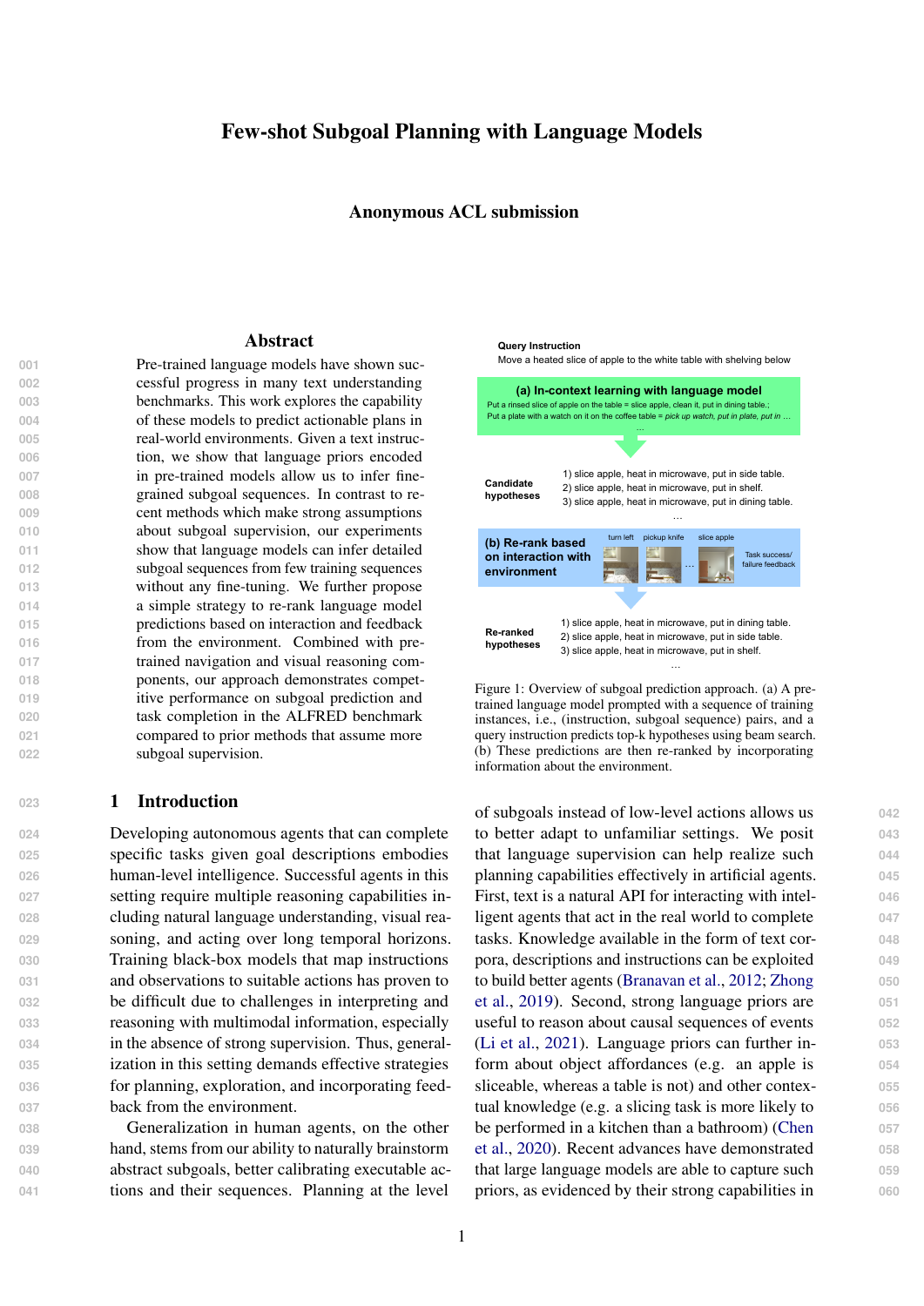# Few-shot Subgoal Planning with Language Models

### Anonymous ACL submission

## Abstract

Pre-trained language models have shown successful progress in many text understanding benchmarks. This work explores the capability of these models to predict actionable plans in real-world environments. Given a text instruction, we show that language priors encoded in pre-trained models allow us to infer fine-grained subgoal sequences. In contrast to recent methods which make strong assumptions about subgoal supervision, our experiments show that language models can infer detailed subgoal sequences from few training sequences without any fine-tuning. We further propose a simple strategy to re-rank language model predictions based on interaction and feedback from the environment. Combined with pre-trained navigation and visual reasoning components, our approach demonstrates competitive performance on subgoal prediction and task completion in the ALFRED benchmark compared to prior methods that assume more subgoal supervision.

**Query Instruction**
Move a heated slice of apple to the white table with shelving below

**(a) In-context learning with language model**
Put a rinsed slice of apple on the table = slice apple, clean it, put in dining table.;
Put a plate with a watch on it on the coffee table = *pick up watch, put in plate, put in ...*
...

**Candidate hypotheses**
1) slice apple, heat in microwave, put in side table.
2) slice apple, heat in microwave, put in shelf.
3) slice apple, heat in microwave, put in dining table.
...

**(b) Re-rank based on interaction with environment**
turn left, pickup knife, ..., slice apple — Task success/failure feedback

**Re-ranked hypotheses**
1) slice apple, heat in microwave, put in dining table.
2) slice apple, heat in microwave, put in side table.
3) slice apple, heat in microwave, put in shelf.
...

Figure 1: Overview of subgoal prediction approach. (a) A pre-trained language model prompted with a sequence of training instances, i.e., (instruction, subgoal sequence) pairs, and a query instruction predicts top-k hypotheses using beam search. (b) These predictions are then re-ranked by incorporating information about the environment.

## 1 Introduction

Developing autonomous agents that can complete specific tasks given goal descriptions embodies human-level intelligence. Successful agents in this setting require multiple reasoning capabilities including natural language understanding, visual reasoning, and acting over long temporal horizons. Training black-box models that map instructions and observations to suitable actions has proven to be difficult due to challenges in interpreting and reasoning with multimodal information, especially in the absence of strong supervision. Thus, generalization in this setting demands effective strategies for planning, exploration, and incorporating feedback from the environment.

Generalization in human agents, on the other hand, stems from our ability to naturally brainstorm abstract subgoals, better calibrating executable actions and their sequences. Planning at the level of subgoals instead of low-level actions allows us to better adapt to unfamiliar settings. We posit that language supervision can help realize such planning capabilities effectively in artificial agents. First, text is a natural API for interacting with intelligent agents that act in the real world to complete tasks. Knowledge available in the form of text corpora, descriptions and instructions can be exploited to build better agents (Branavan et al., 2012; Zhong et al., 2019). Second, strong language priors are useful to reason about causal sequences of events (Li et al., 2021). Language priors can further inform about object affordances (e.g. an apple is sliceable, whereas a table is not) and other contextual knowledge (e.g. a slicing task is more likely to be performed in a kitchen than a bathroom) (Chen et al., 2020). Recent advances have demonstrated that large language models are able to capture such priors, as evidenced by their strong capabilities in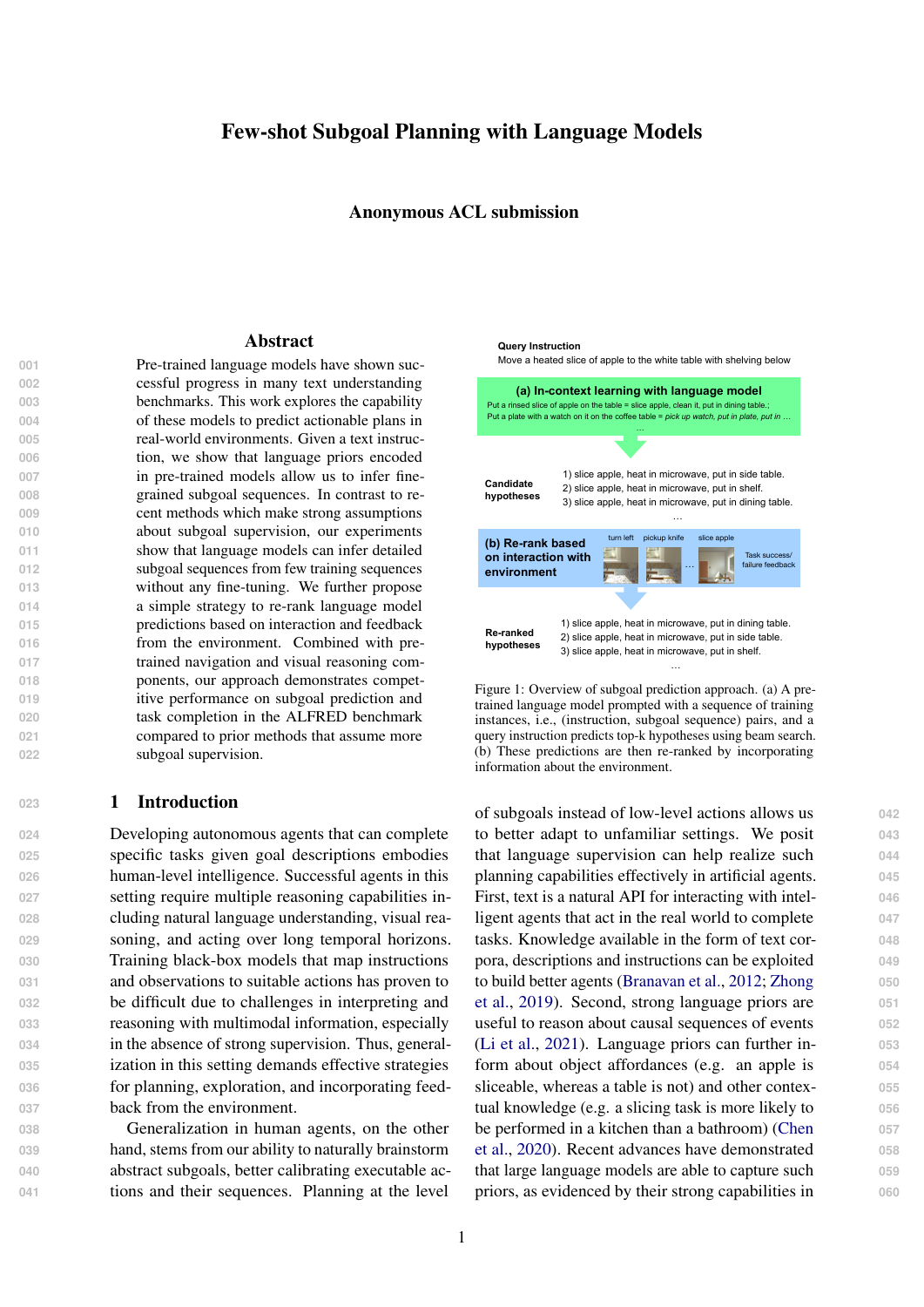# Few-shot Subgoal Planning with Language Models

**Anonymous ACL submission**

## Abstract

Pre-trained language models have shown successful progress in many text understanding benchmarks. This work explores the capability of these models to predict actionable plans in real-world environments. Given a text instruction, we show that language priors encoded in pre-trained models allow us to infer fine-grained subgoal sequences. In contrast to recent methods which make strong assumptions about subgoal supervision, our experiments show that language models can infer detailed subgoal sequences from few training sequences without any fine-tuning. We further propose a simple strategy to re-rank language model predictions based on interaction and feedback from the environment. Combined with pre-trained navigation and visual reasoning components, our approach demonstrates competitive performance on subgoal prediction and task completion in the ALFRED benchmark compared to prior methods that assume more subgoal supervision.

Query Instruction
Move a heated slice of apple to the white table with shelving below

**(a) In-context learning with language model**
Put a rinsed slice of apple on the table = slice apple, clean it, put in dining table.;
Put a plate with a watch on it on the coffee table = *pick up watch, put in plate, put in ...*
...

**Candidate hypotheses**
1) slice apple, heat in microwave, put in side table.
2) slice apple, heat in microwave, put in shelf.
3) slice apple, heat in microwave, put in dining table.
...

**(b) Re-rank based on interaction with environment**
turn left, pickup knife, ..., slice apple — Task success/failure feedback

**Re-ranked hypotheses**
1) slice apple, heat in microwave, put in dining table.
2) slice apple, heat in microwave, put in side table.
3) slice apple, heat in microwave, put in shelf.
...

Figure 1: Overview of subgoal prediction approach. (a) A pre-trained language model prompted with a sequence of training instances, i.e., (instruction, subgoal sequence) pairs, and a query instruction predicts top-k hypotheses using beam search. (b) These predictions are then re-ranked by incorporating information about the environment.

## 1 Introduction

Developing autonomous agents that can complete specific tasks given goal descriptions embodies human-level intelligence. Successful agents in this setting require multiple reasoning capabilities including natural language understanding, visual reasoning, and acting over long temporal horizons. Training black-box models that map instructions and observations to suitable actions has proven to be difficult due to challenges in interpreting and reasoning with multimodal information, especially in the absence of strong supervision. Thus, generalization in this setting demands effective strategies for planning, exploration, and incorporating feedback from the environment.

Generalization in human agents, on the other hand, stems from our ability to naturally brainstorm abstract subgoals, better calibrating executable actions and their sequences. Planning at the level of subgoals instead of low-level actions allows us to better adapt to unfamiliar settings. We posit that language supervision can help realize such planning capabilities effectively in artificial agents. First, text is a natural API for interacting with intelligent agents that act in the real world to complete tasks. Knowledge available in the form of text corpora, descriptions and instructions can be exploited to build better agents (Branavan et al., 2012; Zhong et al., 2019). Second, strong language priors are useful to reason about causal sequences of events (Li et al., 2021). Language priors can further inform about object affordances (e.g. an apple is sliceable, whereas a table is not) and other contextual knowledge (e.g. a slicing task is more likely to be performed in a kitchen than a bathroom) (Chen et al., 2020). Recent advances have demonstrated that large language models are able to capture such priors, as evidenced by their strong capabilities in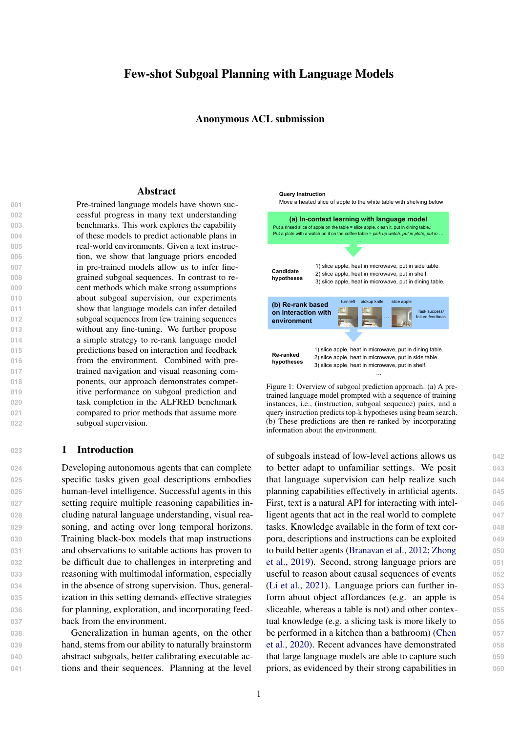# Few-shot Subgoal Planning with Language Models

**Anonymous ACL submission**

## Abstract

Pre-trained language models have shown successful progress in many text understanding benchmarks. This work explores the capability of these models to predict actionable plans in real-world environments. Given a text instruction, we show that language priors encoded in pre-trained models allow us to infer fine-grained subgoal sequences. In contrast to recent methods which make strong assumptions about subgoal supervision, our experiments show that language models can infer detailed subgoal sequences from few training sequences without any fine-tuning. We further propose a simple strategy to re-rank language model predictions based on interaction and feedback from the environment. Combined with pre-trained navigation and visual reasoning components, our approach demonstrates competitive performance on subgoal prediction and task completion in the ALFRED benchmark compared to prior methods that assume more subgoal supervision.

**Query Instruction**
Move a heated slice of apple to the white table with shelving below

**(a) In-context learning with language model**
Put a rinsed slice of apple on the table = slice apple, clean it, put in dining table.;
Put a plate with a watch on it on the coffee table = *pick up watch, put in plate, put in ...*
...

**Candidate hypotheses**
1) slice apple, heat in microwave, put in side table.
2) slice apple, heat in microwave, put in shelf.
3) slice apple, heat in microwave, put in dining table.
...

**(b) Re-rank based on interaction with environment**
turn left, pickup knife, ..., slice apple — Task success/ failure feedback

**Re-ranked hypotheses**
1) slice apple, heat in microwave, put in dining table.
2) slice apple, heat in microwave, put in side table.
3) slice apple, heat in microwave, put in shelf.
...

Figure 1: Overview of subgoal prediction approach. (a) A pre-trained language model prompted with a sequence of training instances, i.e., (instruction, subgoal sequence) pairs, and a query instruction predicts top-k hypotheses using beam search. (b) These predictions are then re-ranked by incorporating information about the environment.

## 1 Introduction

Developing autonomous agents that can complete specific tasks given goal descriptions embodies human-level intelligence. Successful agents in this setting require multiple reasoning capabilities including natural language understanding, visual reasoning, and acting over long temporal horizons. Training black-box models that map instructions and observations to suitable actions has proven to be difficult due to challenges in interpreting and reasoning with multimodal information, especially in the absence of strong supervision. Thus, generalization in this setting demands effective strategies for planning, exploration, and incorporating feedback from the environment.

Generalization in human agents, on the other hand, stems from our ability to naturally brainstorm abstract subgoals, better calibrating executable actions and their sequences. Planning at the level of subgoals instead of low-level actions allows us to better adapt to unfamiliar settings. We posit that language supervision can help realize such planning capabilities effectively in artificial agents. First, text is a natural API for interacting with intelligent agents that act in the real world to complete tasks. Knowledge available in the form of text corpora, descriptions and instructions can be exploited to build better agents (Branavan et al., 2012; Zhong et al., 2019). Second, strong language priors are useful to reason about causal sequences of events (Li et al., 2021). Language priors can further inform about object affordances (e.g. an apple is sliceable, whereas a table is not) and other contextual knowledge (e.g. a slicing task is more likely to be performed in a kitchen than a bathroom) (Chen et al., 2020). Recent advances have demonstrated that large language models are able to capture such priors, as evidenced by their strong capabilities in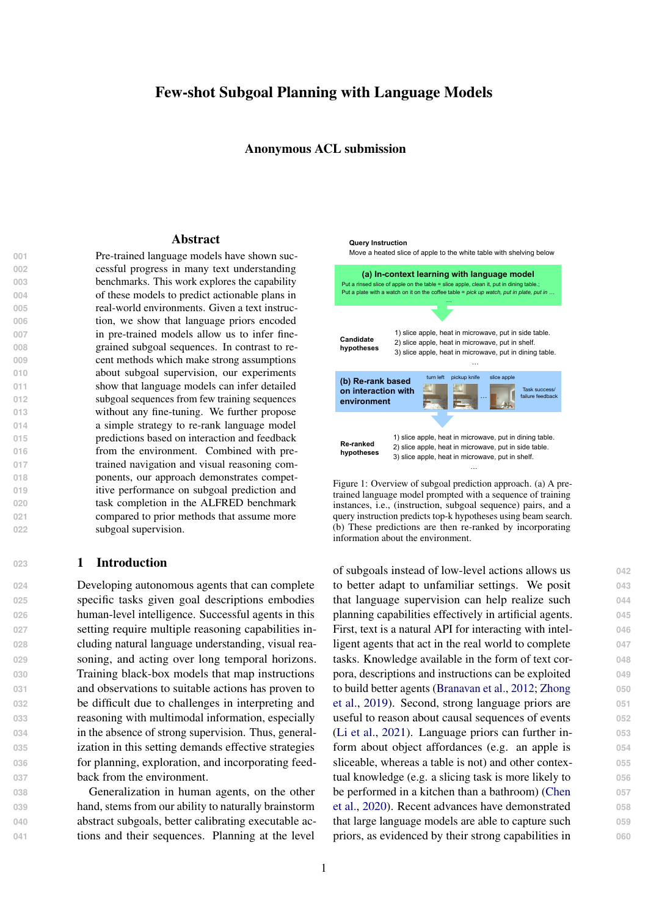# Few-shot Subgoal Planning with Language Models

### Anonymous ACL submission

## Abstract

Pre-trained language models have shown successful progress in many text understanding benchmarks. This work explores the capability of these models to predict actionable plans in real-world environments. Given a text instruction, we show that language priors encoded in pre-trained models allow us to infer fine-grained subgoal sequences. In contrast to recent methods which make strong assumptions about subgoal supervision, our experiments show that language models can infer detailed subgoal sequences from few training sequences without any fine-tuning. We further propose a simple strategy to re-rank language model predictions based on interaction and feedback from the environment. Combined with pre-trained navigation and visual reasoning components, our approach demonstrates competitive performance on subgoal prediction and task completion in the ALFRED benchmark compared to prior methods that assume more subgoal supervision.

Query Instruction
Move a heated slice of apple to the white table with shelving below

**(a) In-context learning with language model**
Put a rinsed slice of apple on the table = slice apple, clean it, put in dining table.;
Put a plate with a watch on it on the coffee table = *pick up watch, put in plate, put in ...*
...

Candidate hypotheses
1) slice apple, heat in microwave, put in side table.
2) slice apple, heat in microwave, put in shelf.
3) slice apple, heat in microwave, put in dining table.
...

**(b) Re-rank based on interaction with environment**
turn left | pickup knife | ... | slice apple | Task success/failure feedback

Re-ranked hypotheses
1) slice apple, heat in microwave, put in dining table.
2) slice apple, heat in microwave, put in side table.
3) slice apple, heat in microwave, put in shelf.
...

Figure 1: Overview of subgoal prediction approach. (a) A pre-trained language model prompted with a sequence of training instances, i.e., (instruction, subgoal sequence) pairs, and a query instruction predicts top-k hypotheses using beam search. (b) These predictions are then re-ranked by incorporating information about the environment.

## 1 Introduction

Developing autonomous agents that can complete specific tasks given goal descriptions embodies human-level intelligence. Successful agents in this setting require multiple reasoning capabilities including natural language understanding, visual reasoning, and acting over long temporal horizons. Training black-box models that map instructions and observations to suitable actions has proven to be difficult due to challenges in interpreting and reasoning with multimodal information, especially in the absence of strong supervision. Thus, generalization in this setting demands effective strategies for planning, exploration, and incorporating feedback from the environment.

Generalization in human agents, on the other hand, stems from our ability to naturally brainstorm abstract subgoals, better calibrating executable actions and their sequences. Planning at the level of subgoals instead of low-level actions allows us to better adapt to unfamiliar settings. We posit that language supervision can help realize such planning capabilities effectively in artificial agents. First, text is a natural API for interacting with intelligent agents that act in the real world to complete tasks. Knowledge available in the form of text corpora, descriptions and instructions can be exploited to build better agents (Branavan et al., 2012; Zhong et al., 2019). Second, strong language priors are useful to reason about causal sequences of events (Li et al., 2021). Language priors can further inform about object affordances (e.g. an apple is sliceable, whereas a table is not) and other contextual knowledge (e.g. a slicing task is more likely to be performed in a kitchen than a bathroom) (Chen et al., 2020). Recent advances have demonstrated that large language models are able to capture such priors, as evidenced by their strong capabilities in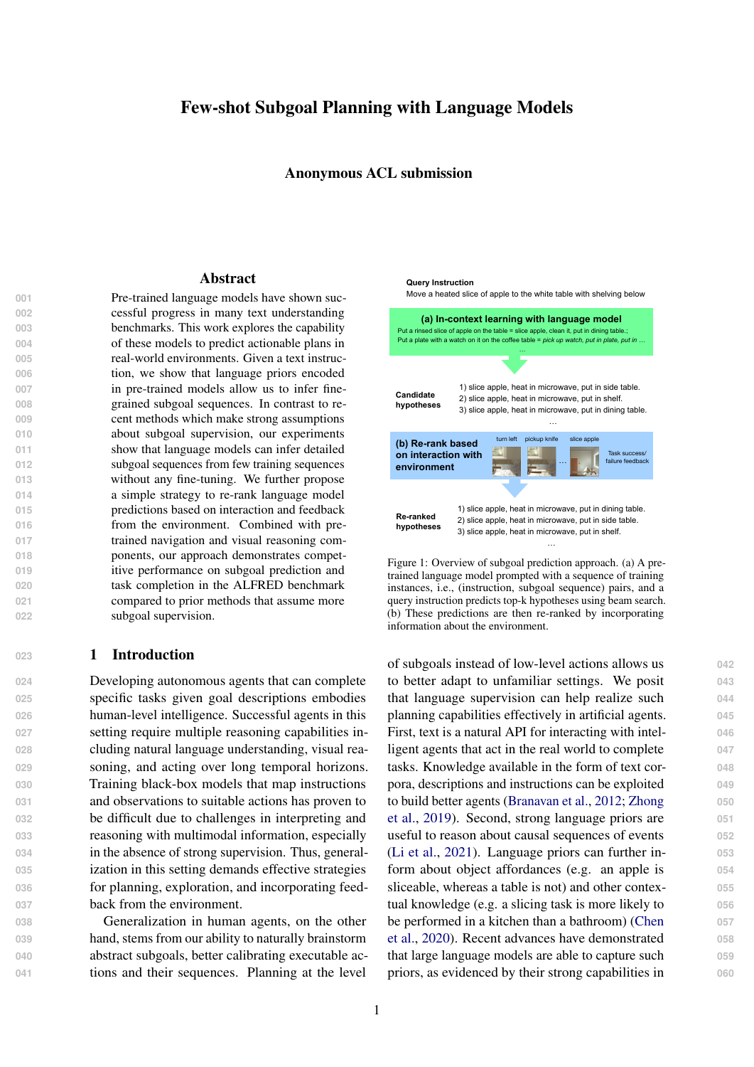// Few-shot Subgoal Planning with Language Models

Anonymous ACL submission

## Abstract

Pre-trained language models have shown successful progress in many text understanding benchmarks. This work explores the capability of these models to predict actionable plans in real-world environments. Given a text instruction, we show that language priors encoded in pre-trained models allow us to infer fine-grained subgoal sequences. In contrast to recent methods which make strong assumptions about subgoal supervision, our experiments show that language models can infer detailed subgoal sequences from few training sequences without any fine-tuning. We further propose a simple strategy to re-rank language model predictions based on interaction and feedback from the environment. Combined with pre-trained navigation and visual reasoning components, our approach demonstrates competitive performance on subgoal prediction and task completion in the ALFRED benchmark compared to prior methods that assume more subgoal supervision.

Figure 1: Overview of subgoal prediction approach. (a) A pre-trained language model prompted with a sequence of training instances, i.e., (instruction, subgoal sequence) pairs, and a query instruction predicts top-k hypotheses using beam search. (b) These predictions are then re-ranked by incorporating information about the environment.

## 1 Introduction

Developing autonomous agents that can complete specific tasks given goal descriptions embodies human-level intelligence. Successful agents in this setting require multiple reasoning capabilities including natural language understanding, visual reasoning, and acting over long temporal horizons. Training black-box models that map instructions and observations to suitable actions has proven to be difficult due to challenges in interpreting and reasoning with multimodal information, especially in the absence of strong supervision. Thus, generalization in this setting demands effective strategies for planning, exploration, and incorporating feedback from the environment.

Generalization in human agents, on the other hand, stems from our ability to naturally brainstorm abstract subgoals, better calibrating executable actions and their sequences. Planning at the level of subgoals instead of low-level actions allows us to better adapt to unfamiliar settings. We posit that language supervision can help realize such planning capabilities effectively in artificial agents. First, text is a natural API for interacting with intelligent agents that act in the real world to complete tasks. Knowledge available in the form of text corpora, descriptions and instructions can be exploited to build better agents (Branavan et al., 2012; Zhong et al., 2019). Second, strong language priors are useful to reason about causal sequences of events (Li et al., 2021). Language priors can further inform about object affordances (e.g. an apple is sliceable, whereas a table is not) and other contextual knowledge (e.g. a slicing task is more likely to be performed in a kitchen than a bathroom) (Chen et al., 2020). Recent advances have demonstrated that large language models are able to capture such priors, as evidenced by their strong capabilities in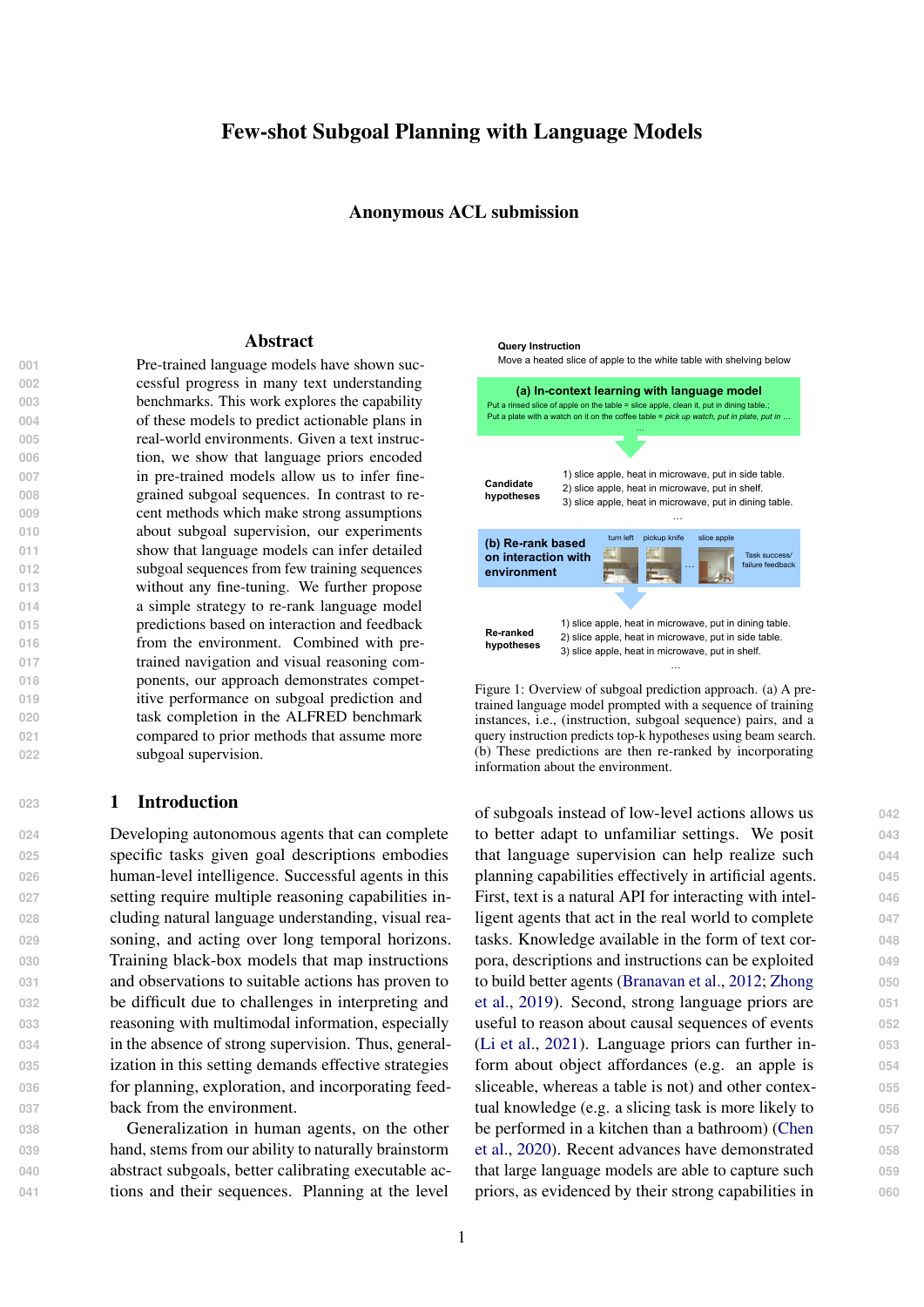# Few-shot Subgoal Planning with Language Models

### Anonymous ACL submission

## Abstract

Pre-trained language models have shown successful progress in many text understanding benchmarks. This work explores the capability of these models to predict actionable plans in real-world environments. Given a text instruction, we show that language priors encoded in pre-trained models allow us to infer fine-grained subgoal sequences. In contrast to recent methods which make strong assumptions about subgoal supervision, our experiments show that language models can infer detailed subgoal sequences from few training sequences without any fine-tuning. We further propose a simple strategy to re-rank language model predictions based on interaction and feedback from the environment. Combined with pre-trained navigation and visual reasoning components, our approach demonstrates competitive performance on subgoal prediction and task completion in the ALFRED benchmark compared to prior methods that assume more subgoal supervision.

Query Instruction
Move a heated slice of apple to the white table with shelving below

**(a) In-context learning with language model**
Put a rinsed slice of apple on the table = slice apple, clean it, put in dining table.;
Put a plate with a watch on it on the coffee table = *pick up watch, put in plate, put in ...*
...

**Candidate hypotheses**
1) slice apple, heat in microwave, put in side table.
2) slice apple, heat in microwave, put in shelf.
3) slice apple, heat in microwave, put in dining table.
...

**(b) Re-rank based on interaction with environment**
turn left, pickup knife, ..., slice apple — Task success/ failure feedback

**Re-ranked hypotheses**
1) slice apple, heat in microwave, put in dining table.
2) slice apple, heat in microwave, put in side table.
3) slice apple, heat in microwave, put in shelf.
...

Figure 1: Overview of subgoal prediction approach. (a) A pre-trained language model prompted with a sequence of training instances, i.e., (instruction, subgoal sequence) pairs, and a query instruction predicts top-k hypotheses using beam search. (b) These predictions are then re-ranked by incorporating information about the environment.

## 1 Introduction

Developing autonomous agents that can complete specific tasks given goal descriptions embodies human-level intelligence. Successful agents in this setting require multiple reasoning capabilities including natural language understanding, visual reasoning, and acting over long temporal horizons. Training black-box models that map instructions and observations to suitable actions has proven to be difficult due to challenges in interpreting and reasoning with multimodal information, especially in the absence of strong supervision. Thus, generalization in this setting demands effective strategies for planning, exploration, and incorporating feedback from the environment.

Generalization in human agents, on the other hand, stems from our ability to naturally brainstorm abstract subgoals, better calibrating executable actions and their sequences. Planning at the level of subgoals instead of low-level actions allows us to better adapt to unfamiliar settings. We posit that language supervision can help realize such planning capabilities effectively in artificial agents. First, text is a natural API for interacting with intelligent agents that act in the real world to complete tasks. Knowledge available in the form of text corpora, descriptions and instructions can be exploited to build better agents (Branavan et al., 2012; Zhong et al., 2019). Second, strong language priors are useful to reason about causal sequences of events (Li et al., 2021). Language priors can further inform about object affordances (e.g. an apple is sliceable, whereas a table is not) and other contextual knowledge (e.g. a slicing task is more likely to be performed in a kitchen than a bathroom) (Chen et al., 2020). Recent advances have demonstrated that large language models are able to capture such priors, as evidenced by their strong capabilities in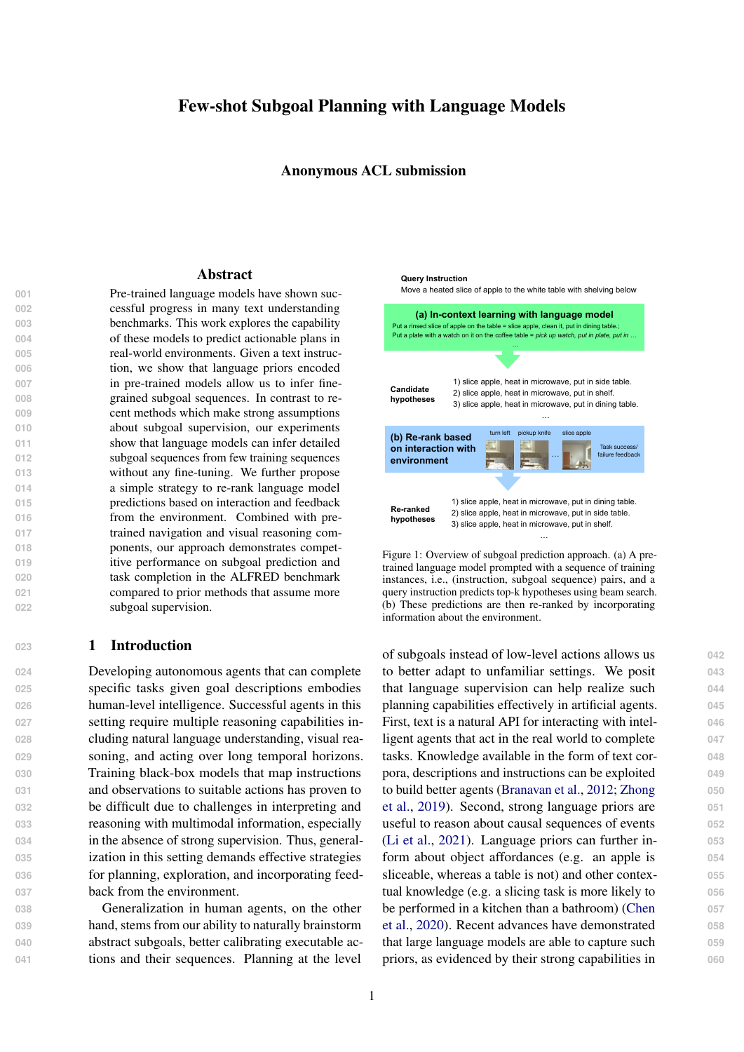# Few-shot Subgoal Planning with Language Models

### Anonymous ACL submission

## Abstract

Pre-trained language models have shown successful progress in many text understanding benchmarks. This work explores the capability of these models to predict actionable plans in real-world environments. Given a text instruction, we show that language priors encoded in pre-trained models allow us to infer fine-grained subgoal sequences. In contrast to recent methods which make strong assumptions about subgoal supervision, our experiments show that language models can infer detailed subgoal sequences from few training sequences without any fine-tuning. We further propose a simple strategy to re-rank language model predictions based on interaction and feedback from the environment. Combined with pre-trained navigation and visual reasoning components, our approach demonstrates competitive performance on subgoal prediction and task completion in the ALFRED benchmark compared to prior methods that assume more subgoal supervision.

Query Instruction
Move a heated slice of apple to the white table with shelving below

**(a) In-context learning with language model**
Put a rinsed slice of apple on the table = slice apple, clean it, put in dining table.;
Put a plate with a watch on it on the coffee table = *pick up watch, put in plate, put in ...*
...

Candidate hypotheses
1) slice apple, heat in microwave, put in side table.
2) slice apple, heat in microwave, put in shelf.
3) slice apple, heat in microwave, put in dining table.
...

**(b) Re-rank based on interaction with environment**
turn left, pickup knife, ..., slice apple — Task success/failure feedback

Re-ranked hypotheses
1) slice apple, heat in microwave, put in dining table.
2) slice apple, heat in microwave, put in side table.
3) slice apple, heat in microwave, put in shelf.
...

Figure 1: Overview of subgoal prediction approach. (a) A pre-trained language model prompted with a sequence of training instances, i.e., (instruction, subgoal sequence) pairs, and a query instruction predicts top-k hypotheses using beam search. (b) These predictions are then re-ranked by incorporating information about the environment.

## 1 Introduction

Developing autonomous agents that can complete specific tasks given goal descriptions embodies human-level intelligence. Successful agents in this setting require multiple reasoning capabilities including natural language understanding, visual reasoning, and acting over long temporal horizons. Training black-box models that map instructions and observations to suitable actions has proven to be difficult due to challenges in interpreting and reasoning with multimodal information, especially in the absence of strong supervision. Thus, generalization in this setting demands effective strategies for planning, exploration, and incorporating feedback from the environment.

Generalization in human agents, on the other hand, stems from our ability to naturally brainstorm abstract subgoals, better calibrating executable actions and their sequences. Planning at the level of subgoals instead of low-level actions allows us to better adapt to unfamiliar settings. We posit that language supervision can help realize such planning capabilities effectively in artificial agents. First, text is a natural API for interacting with intelligent agents that act in the real world to complete tasks. Knowledge available in the form of text corpora, descriptions and instructions can be exploited to build better agents (Branavan et al., 2012; Zhong et al., 2019). Second, strong language priors are useful to reason about causal sequences of events (Li et al., 2021). Language priors can further inform about object affordances (e.g. an apple is sliceable, whereas a table is not) and other contextual knowledge (e.g. a slicing task is more likely to be performed in a kitchen than a bathroom) (Chen et al., 2020). Recent advances have demonstrated that large language models are able to capture such priors, as evidenced by their strong capabilities in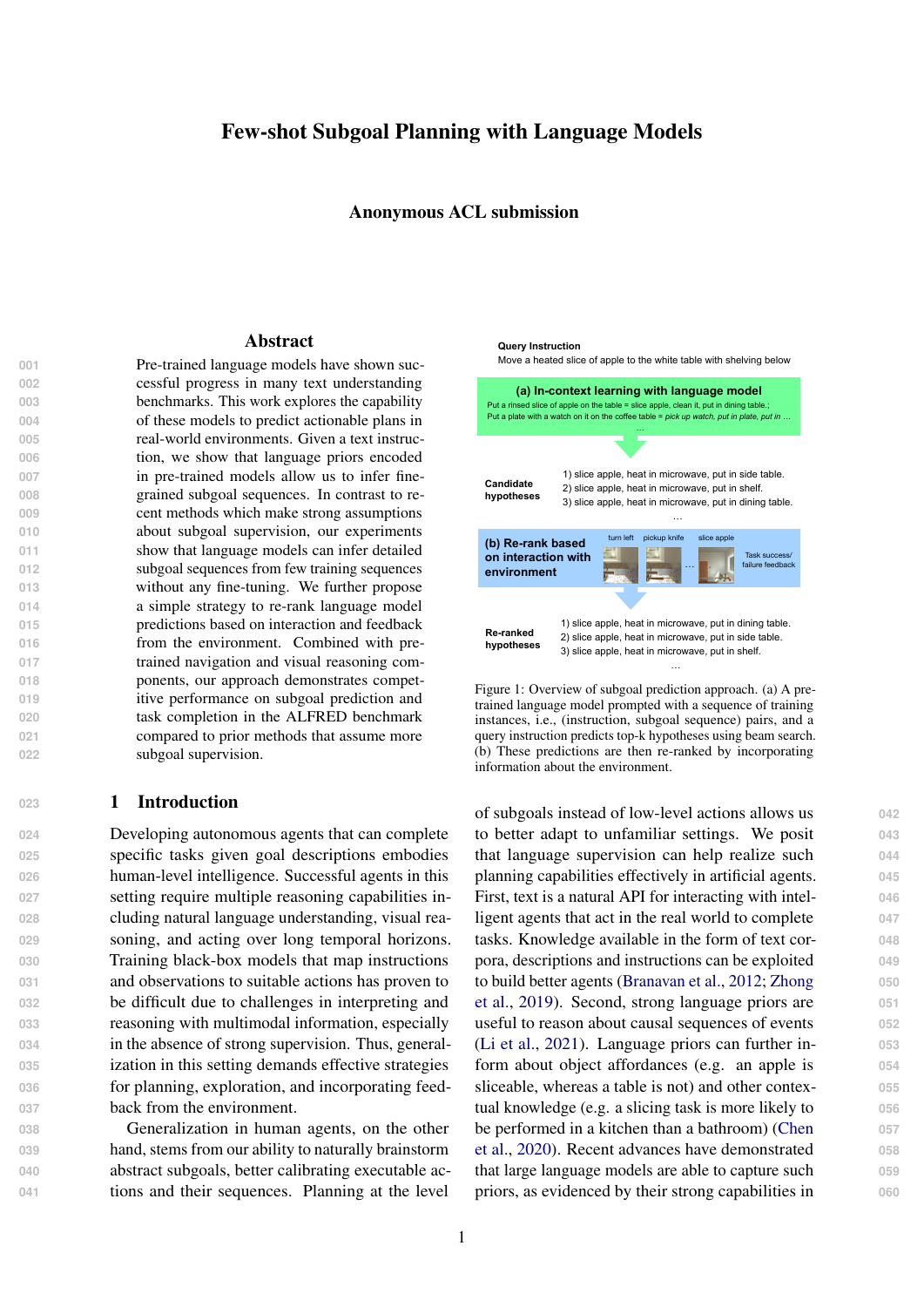# Few-shot Subgoal Planning with Language Models

### Anonymous ACL submission

## Abstract

Pre-trained language models have shown successful progress in many text understanding benchmarks. This work explores the capability of these models to predict actionable plans in real-world environments. Given a text instruction, we show that language priors encoded in pre-trained models allow us to infer fine-grained subgoal sequences. In contrast to recent methods which make strong assumptions about subgoal supervision, our experiments show that language models can infer detailed subgoal sequences from few training sequences without any fine-tuning. We further propose a simple strategy to re-rank language model predictions based on interaction and feedback from the environment. Combined with pre-trained navigation and visual reasoning components, our approach demonstrates competitive performance on subgoal prediction and task completion in the ALFRED benchmark compared to prior methods that assume more subgoal supervision.

**Query Instruction**
Move a heated slice of apple to the white table with shelving below

**(a) In-context learning with language model**
Put a rinsed slice of apple on the table = slice apple, clean it, put in dining table.;
Put a plate with a watch on it on the coffee table = *pick up watch, put in plate, put in ...*
...

**Candidate hypotheses**
1) slice apple, heat in microwave, put in side table.
2) slice apple, heat in microwave, put in shelf.
3) slice apple, heat in microwave, put in dining table.
...

**(b) Re-rank based on interaction with environment**
turn left, pickup knife, ..., slice apple — Task success/failure feedback

**Re-ranked hypotheses**
1) slice apple, heat in microwave, put in dining table.
2) slice apple, heat in microwave, put in side table.
3) slice apple, heat in microwave, put in shelf.
...

Figure 1: Overview of subgoal prediction approach. (a) A pre-trained language model prompted with a sequence of training instances, i.e., (instruction, subgoal sequence) pairs, and a query instruction predicts top-k hypotheses using beam search. (b) These predictions are then re-ranked by incorporating information about the environment.

## 1 Introduction

Developing autonomous agents that can complete specific tasks given goal descriptions embodies human-level intelligence. Successful agents in this setting require multiple reasoning capabilities including natural language understanding, visual reasoning, and acting over long temporal horizons. Training black-box models that map instructions and observations to suitable actions has proven to be difficult due to challenges in interpreting and reasoning with multimodal information, especially in the absence of strong supervision. Thus, generalization in this setting demands effective strategies for planning, exploration, and incorporating feedback from the environment.

Generalization in human agents, on the other hand, stems from our ability to naturally brainstorm abstract subgoals, better calibrating executable actions and their sequences. Planning at the level of subgoals instead of low-level actions allows us to better adapt to unfamiliar settings. We posit that language supervision can help realize such planning capabilities effectively in artificial agents. First, text is a natural API for interacting with intelligent agents that act in the real world to complete tasks. Knowledge available in the form of text corpora, descriptions and instructions can be exploited to build better agents (Branavan et al., 2012; Zhong et al., 2019). Second, strong language priors are useful to reason about causal sequences of events (Li et al., 2021). Language priors can further inform about object affordances (e.g. an apple is sliceable, whereas a table is not) and other contextual knowledge (e.g. a slicing task is more likely to be performed in a kitchen than a bathroom) (Chen et al., 2020). Recent advances have demonstrated that large language models are able to capture such priors, as evidenced by their strong capabilities in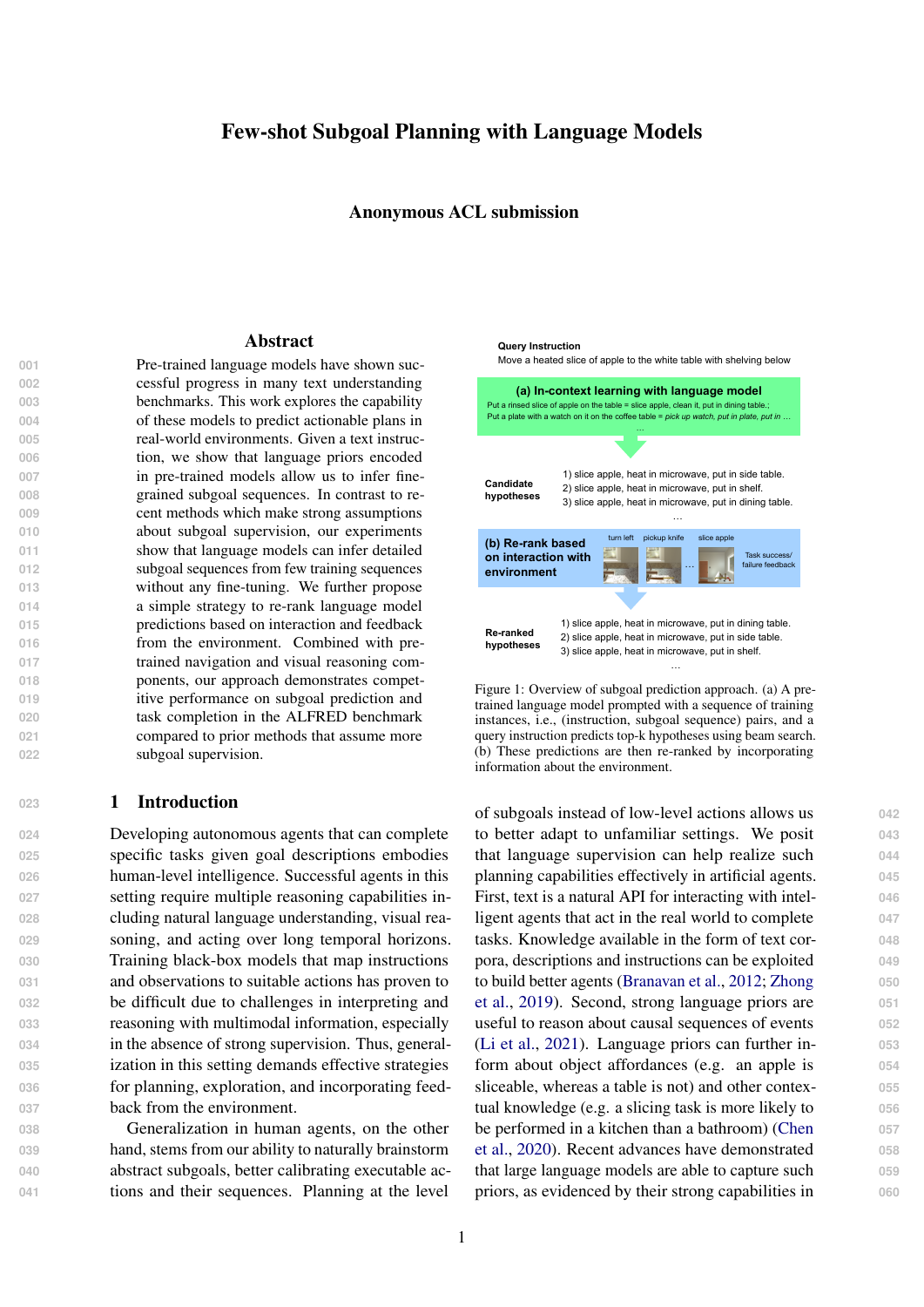# Few-shot Subgoal Planning with Language Models

### Anonymous ACL submission

## Abstract

Pre-trained language models have shown successful progress in many text understanding benchmarks. This work explores the capability of these models to predict actionable plans in real-world environments. Given a text instruction, we show that language priors encoded in pre-trained models allow us to infer fine-grained subgoal sequences. In contrast to recent methods which make strong assumptions about subgoal supervision, our experiments show that language models can infer detailed subgoal sequences from few training sequences without any fine-tuning. We further propose a simple strategy to re-rank language model predictions based on interaction and feedback from the environment. Combined with pre-trained navigation and visual reasoning components, our approach demonstrates competitive performance on subgoal prediction and task completion in the ALFRED benchmark compared to prior methods that assume more subgoal supervision.

Query Instruction

Move a heated slice of apple to the white table with shelving below

(a) In-context learning with language model

Put a rinsed slice of apple on the table = slice apple, clean it, put in dining table.;

Put a plate with a watch on it on the coffee table = *pick up watch, put in plate, put in ...*

...

Candidate hypotheses

1) slice apple, heat in microwave, put in side table.

2) slice apple, heat in microwave, put in shelf.

3) slice apple, heat in microwave, put in dining table.

...

(b) Re-rank based on interaction with environment

turn left   pickup knife   slice apple

Task success/ failure feedback

Re-ranked hypotheses

1) slice apple, heat in microwave, put in dining table.

2) slice apple, heat in microwave, put in side table.

3) slice apple, heat in microwave, put in shelf.

...

Figure 1: Overview of subgoal prediction approach. (a) A pre-trained language model prompted with a sequence of training instances, i.e., (instruction, subgoal sequence) pairs, and a query instruction predicts top-k hypotheses using beam search. (b) These predictions are then re-ranked by incorporating information about the environment.

## 1 Introduction

Developing autonomous agents that can complete specific tasks given goal descriptions embodies human-level intelligence. Successful agents in this setting require multiple reasoning capabilities including natural language understanding, visual reasoning, and acting over long temporal horizons. Training black-box models that map instructions and observations to suitable actions has proven to be difficult due to challenges in interpreting and reasoning with multimodal information, especially in the absence of strong supervision. Thus, generalization in this setting demands effective strategies for planning, exploration, and incorporating feedback from the environment.

Generalization in human agents, on the other hand, stems from our ability to naturally brainstorm abstract subgoals, better calibrating executable actions and their sequences. Planning at the level of subgoals instead of low-level actions allows us to better adapt to unfamiliar settings. We posit that language supervision can help realize such planning capabilities effectively in artificial agents. First, text is a natural API for interacting with intelligent agents that act in the real world to complete tasks. Knowledge available in the form of text corpora, descriptions and instructions can be exploited to build better agents (Branavan et al., 2012; Zhong et al., 2019). Second, strong language priors are useful to reason about causal sequences of events (Li et al., 2021). Language priors can further inform about object affordances (e.g. an apple is sliceable, whereas a table is not) and other contextual knowledge (e.g. a slicing task is more likely to be performed in a kitchen than a bathroom) (Chen et al., 2020). Recent advances have demonstrated that large language models are able to capture such priors, as evidenced by their strong capabilities in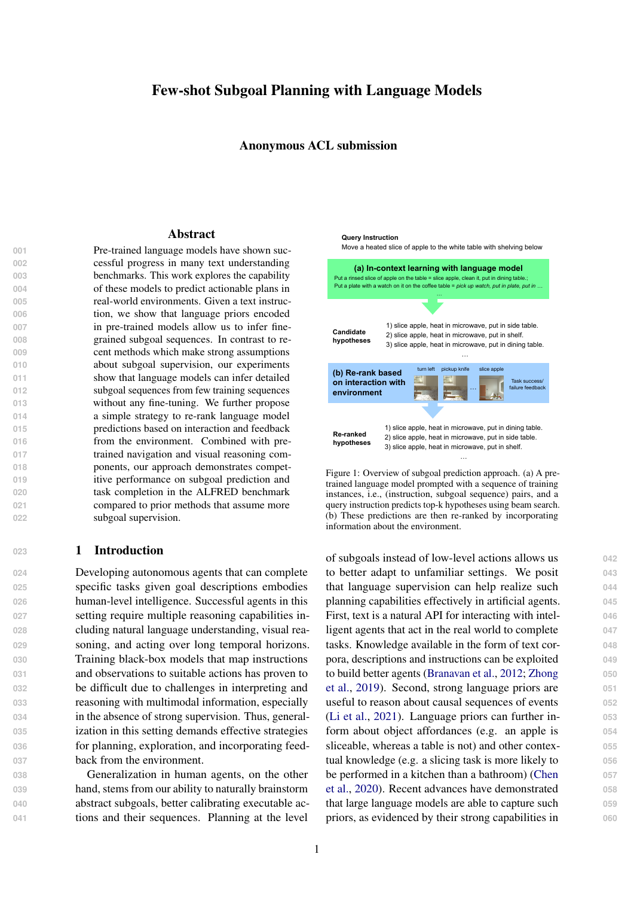# Few-shot Subgoal Planning with Language Models

### Anonymous ACL submission

## Abstract

Pre-trained language models have shown successful progress in many text understanding benchmarks. This work explores the capability of these models to predict actionable plans in real-world environments. Given a text instruction, we show that language priors encoded in pre-trained models allow us to infer fine-grained subgoal sequences. In contrast to recent methods which make strong assumptions about subgoal supervision, our experiments show that language models can infer detailed subgoal sequences from few training sequences without any fine-tuning. We further propose a simple strategy to re-rank language model predictions based on interaction and feedback from the environment. Combined with pre-trained navigation and visual reasoning components, our approach demonstrates competitive performance on subgoal prediction and task completion in the ALFRED benchmark compared to prior methods that assume more subgoal supervision.

## 1 Introduction

Developing autonomous agents that can complete specific tasks given goal descriptions embodies human-level intelligence. Successful agents in this setting require multiple reasoning capabilities including natural language understanding, visual reasoning, and acting over long temporal horizons. Training black-box models that map instructions and observations to suitable actions has proven to be difficult due to challenges in interpreting and reasoning with multimodal information, especially in the absence of strong supervision. Thus, generalization in this setting demands effective strategies for planning, exploration, and incorporating feedback from the environment.

Generalization in human agents, on the other hand, stems from our ability to naturally brainstorm abstract subgoals, better calibrating executable actions and their sequences. Planning at the level of subgoals instead of low-level actions allows us to better adapt to unfamiliar settings. We posit that language supervision can help realize such planning capabilities effectively in artificial agents. First, text is a natural API for interacting with intelligent agents that act in the real world to complete tasks. Knowledge available in the form of text corpora, descriptions and instructions can be exploited to build better agents (Branavan et al., 2012; Zhong et al., 2019). Second, strong language priors are useful to reason about causal sequences of events (Li et al., 2021). Language priors can further inform about object affordances (e.g. an apple is sliceable, whereas a table is not) and other contextual knowledge (e.g. a slicing task is more likely to be performed in a kitchen than a bathroom) (Chen et al., 2020). Recent advances have demonstrated that large language models are able to capture such priors, as evidenced by their strong capabilities in

Query Instruction
Move a heated slice of apple to the white table with shelving below

(a) In-context learning with language model
Put a rinsed slice of apple on the table = slice apple, clean it, put in dining table.;
Put a plate with a watch on it on the coffee table = *pick up watch, put in plate, put in ...*
...

Candidate hypotheses
1) slice apple, heat in microwave, put in side table.
2) slice apple, heat in microwave, put in shelf.
3) slice apple, heat in microwave, put in dining table.
...

(b) Re-rank based on interaction with environment
turn left
pickup knife
slice apple
Task success/ failure feedback

Re-ranked hypotheses
1) slice apple, heat in microwave, put in dining table.
2) slice apple, heat in microwave, put in side table.
3) slice apple, heat in microwave, put in shelf.
...

Figure 1: Overview of subgoal prediction approach. (a) A pre-trained language model prompted with a sequence of training instances, i.e., (instruction, subgoal sequence) pairs, and a query instruction predicts top-k hypotheses using beam search. (b) These predictions are then re-ranked by incorporating information about the environment.